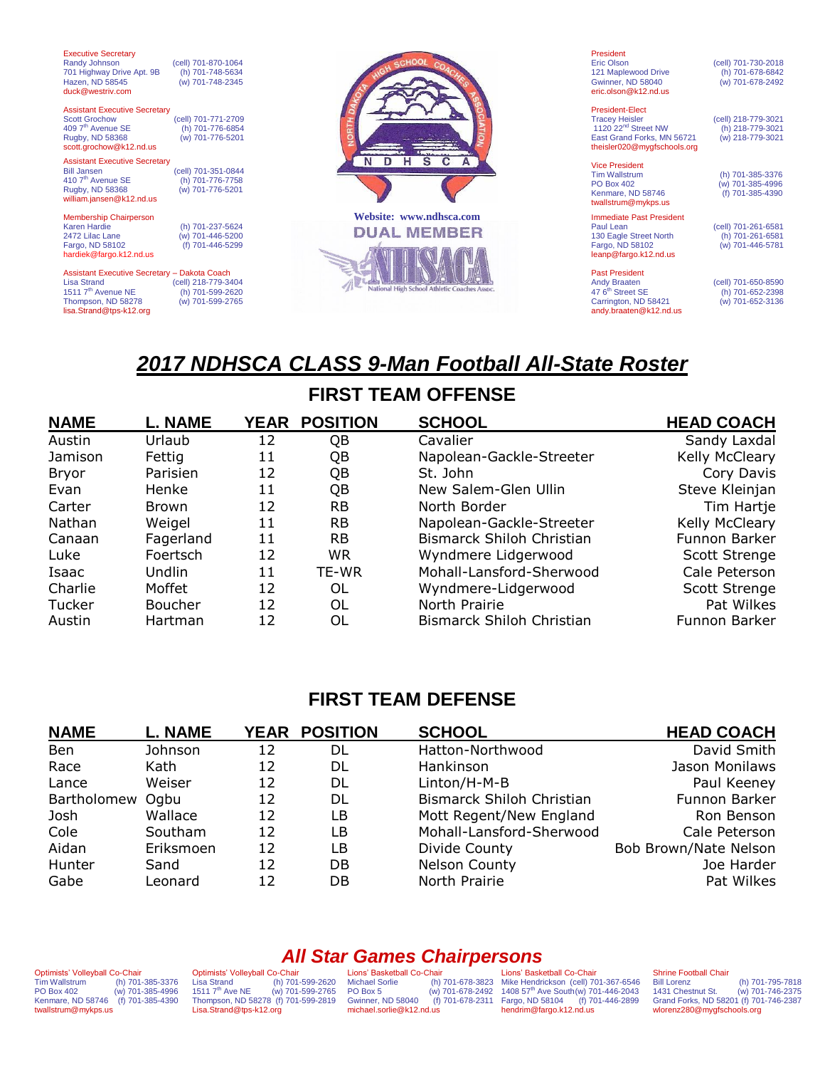Executive Secretary
Randy Johnson (cell) 701-870-1064
701 Highway Drive Apt. 9B (h) 701-748-5634
Hazen, ND 58545 (w) 701-748-2345
duck@westriv.com

Assistant Executive Secretary
Scott Grochow (cell) 701-771-2709
409 7th Avenue SE (h) 701-776-6854
Rugby, ND 58368 (w) 701-776-5201
scott.grochow@k12.nd.us

Assistant Executive Secretary
Bill Jansen (cell) 701-351-0844
410 7th Avenue SE (h) 701-776-7758
Rugby, ND 58368 (w) 701-776-5201
william.jansen@k12.nd.us

Membership Chairperson
Karen Hardie (h) 701-237-5624
2472 Lilac Lane (w) 701-446-5200
Fargo, ND 58102 (f) 701-446-5299
hardiek@fargo.k12.nd.us

Assistant Executive Secretary – Dakota Coach
Lisa Strand (cell) 218-779-3404
1511 7th Avenue NE (h) 701-599-2620
Thompson, ND 58278 (w) 701-599-2765
lisa.Strand@tps-k12.org

NORTH DAKOTA HIGH SCHOOL COACHES ASSOCIATION
N D H S C A

Website: www.ndhsca.com
DUAL MEMBER
NHSACA
National High School Athletic Coaches Assoc.

President
Eric Olson (cell) 701-730-2018
121 Maplewood Drive (h) 701-678-6842
Gwinner, ND 58040 (w) 701-678-2492
eric.olson@k12.nd.us

President-Elect
Tracey Heisler (cell) 218-779-3021
1120 22nd Street NW (h) 218-779-3021
East Grand Forks, MN 56721 (w) 218-779-3021
theisler020@mygfschools.org

Vice President
Tim Wallstrum (h) 701-385-3376
PO Box 402 (w) 701-385-4996
Kenmare, ND 58746 (f) 701-385-4390
twallstrum@mykps.us

Immediate Past President
Paul Lean (cell) 701-261-6581
130 Eagle Street North (h) 701-261-6581
Fargo, ND 58102 (w) 701-446-5781
leanp@fargo.k12.nd.us

Past President
Andy Braaten (cell) 701-650-8590
47 6th Street SE (h) 701-652-2398
Carrington, ND 58421 (w) 701-652-3136
andy.braaten@k12.nd.us

# *2017 NDHSCA CLASS 9-Man Football All-State Roster*

## FIRST TEAM OFFENSE

| NAME | L. NAME | YEAR | POSITION | SCHOOL | HEAD COACH |
|---|---|---|---|---|---|
| Austin | Urlaub | 12 | QB | Cavalier | Sandy Laxdal |
| Jamison | Fettig | 11 | QB | Napolean-Gackle-Streeter | Kelly McCleary |
| Bryor | Parisien | 12 | QB | St. John | Cory Davis |
| Evan | Henke | 11 | QB | New Salem-Glen Ullin | Steve Kleinjan |
| Carter | Brown | 12 | RB | North Border | Tim Hartje |
| Nathan | Weigel | 11 | RB | Napolean-Gackle-Streeter | Kelly McCleary |
| Canaan | Fagerland | 11 | RB | Bismarck Shiloh Christian | Funnon Barker |
| Luke | Foertsch | 12 | WR | Wyndmere Lidgerwood | Scott Strenge |
| Isaac | Undlin | 11 | TE-WR | Mohall-Lansford-Sherwood | Cale Peterson |
| Charlie | Moffet | 12 | OL | Wyndmere-Lidgerwood | Scott Strenge |
| Tucker | Boucher | 12 | OL | North Prairie | Pat Wilkes |
| Austin | Hartman | 12 | OL | Bismarck Shiloh Christian | Funnon Barker |

## FIRST TEAM DEFENSE

| NAME | L. NAME | YEAR | POSITION | SCHOOL | HEAD COACH |
|---|---|---|---|---|---|
| Ben | Johnson | 12 | DL | Hatton-Northwood | David Smith |
| Race | Kath | 12 | DL | Hankinson | Jason Monilaws |
| Lance | Weiser | 12 | DL | Linton/H-M-B | Paul Keeney |
| Bartholomew | Ogbu | 12 | DL | Bismarck Shiloh Christian | Funnon Barker |
| Josh | Wallace | 12 | LB | Mott Regent/New England | Ron Benson |
| Cole | Southam | 12 | LB | Mohall-Lansford-Sherwood | Cale Peterson |
| Aidan | Eriksmoen | 12 | LB | Divide County | Bob Brown/Nate Nelson |
| Hunter | Sand | 12 | DB | Nelson County | Joe Harder |
| Gabe | Leonard | 12 | DB | North Prairie | Pat Wilkes |

## *All Star Games Chairpersons*

Optimists' Volleyball Co-Chair
Tim Wallstrum (h) 701-385-3376
PO Box 402 (w) 701-385-4996
Kenmare, ND 58746 (f) 701-385-4390
twallstrum@mykps.us

Optimists' Volleyball Co-Chair
Lisa Strand (h) 701-599-2620
1511 7th Ave NE (w) 701-599-2765
Thompson, ND 58278 (f) 701-599-2819
Lisa.Strand@tps-k12.org

Lions' Basketball Co-Chair
Michael Sorlie (h) 701-678-3823
PO Box 5 (w) 701-678-2492
Gwinner, ND 58040 (f) 701-678-2311
michael.sorlie@k12.nd.us

Lions' Basketball Co-Chair
Mike Hendrickson (cell) 701-367-6546
1408 57th Ave South (w) 701-446-2043
Fargo, ND 58104 (f) 701-446-2899
hendrim@fargo.k12.nd.us

Shrine Football Chair
Bill Lorenz (h) 701-795-7818
1431 Chestnut St. (w) 701-746-2375
Grand Forks, ND 58201 (f) 701-746-2387
wlorenz280@mygfschools.org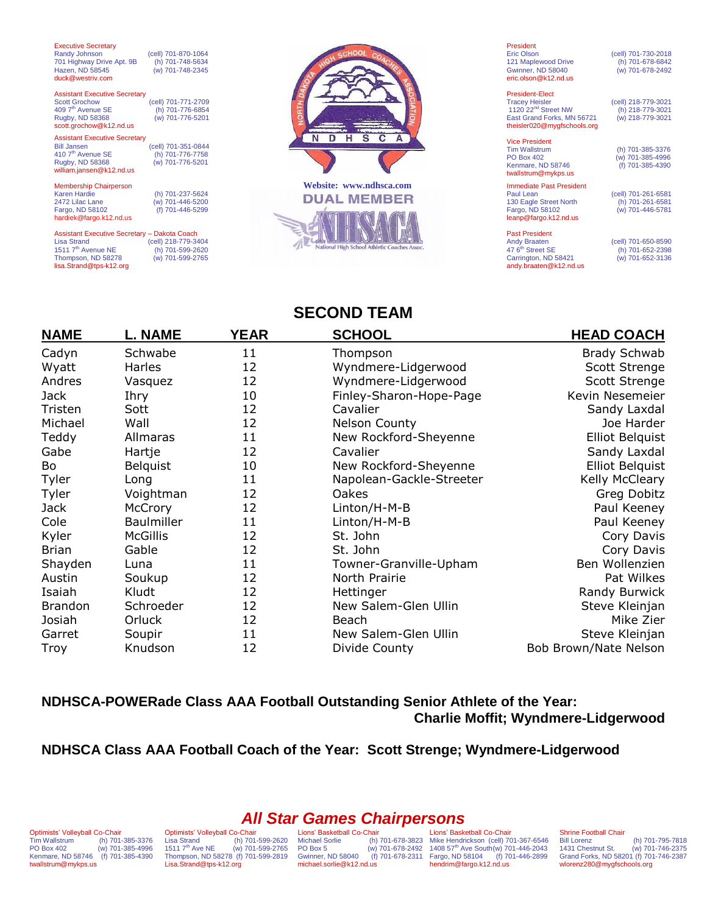Executive Secretary
Randy Johnson (cell) 701-870-1064
701 Highway Drive Apt. 9B (h) 701-748-5634
Hazen, ND 58545 (w) 701-748-2345
duck@westriv.com

Assistant Executive Secretary
Scott Grochow (cell) 701-771-2709
409 7th Avenue SE (h) 701-776-6854
Rugby, ND 58368 (w) 701-776-5201
scott.grochow@k12.nd.us

Assistant Executive Secretary
Bill Jansen (cell) 701-351-0844
410 7th Avenue SE (h) 701-776-7758
Rugby, ND 58368 (w) 701-776-5201
william.jansen@k12.nd.us

Membership Chairperson
Karen Hardie (h) 701-237-5624
2472 Lilac Lane (w) 701-446-5200
Fargo, ND 58102 (f) 701-446-5299
hardiek@fargo.k12.nd.us

Assistant Executive Secretary – Dakota Coach
Lisa Strand (cell) 218-779-3404
1511 7th Avenue NE (h) 701-599-2620
Thompson, ND 58278 (w) 701-599-2765
lisa.Strand@tps-k12.org

NORTH DAKOTA HIGH SCHOOL COACHES ASSOCIATION
N D H S C A

Website: www.ndhsca.com

DUAL MEMBER
NHSACA
National High School Athletic Coaches Assoc.

President
Eric Olson (cell) 701-730-2018
121 Maplewood Drive (h) 701-678-6842
Gwinner, ND 58040 (w) 701-678-2492
eric.olson@k12.nd.us

President-Elect
Tracey Heisler (cell) 218-779-3021
1120 22nd Street NW (h) 218-779-3021
East Grand Forks, MN 56721 (w) 218-779-3021
theisler020@mygfschools.org

Vice President
Tim Wallstrum (h) 701-385-3376
PO Box 402 (w) 701-385-4996
Kenmare, ND 58746 (f) 701-385-4390
twallstrum@mykps.us

Immediate Past President
Paul Lean (cell) 701-261-6581
130 Eagle Street North (h) 701-261-6581
Fargo, ND 58102 (w) 701-446-5781
leanp@fargo.k12.nd.us

Past President
Andy Braaten (cell) 701-650-8590
47 6th Street SE (h) 701-652-2398
Carrington, ND 58421 (w) 701-652-3136
andy.braaten@k12.nd.us

## SECOND TEAM

| NAME | L. NAME | YEAR | SCHOOL | HEAD COACH |
|---|---|---|---|---|
| Cadyn | Schwabe | 11 | Thompson | Brady Schwab |
| Wyatt | Harles | 12 | Wyndmere-Lidgerwood | Scott Strenge |
| Andres | Vasquez | 12 | Wyndmere-Lidgerwood | Scott Strenge |
| Jack | Ihry | 10 | Finley-Sharon-Hope-Page | Kevin Nesemeier |
| Tristen | Sott | 12 | Cavalier | Sandy Laxdal |
| Michael | Wall | 12 | Nelson County | Joe Harder |
| Teddy | Allmaras | 11 | New Rockford-Sheyenne | Elliot Belquist |
| Gabe | Hartje | 12 | Cavalier | Sandy Laxdal |
| Bo | Belquist | 10 | New Rockford-Sheyenne | Elliot Belquist |
| Tyler | Long | 11 | Napolean-Gackle-Streeter | Kelly McCleary |
| Tyler | Voightman | 12 | Oakes | Greg Dobitz |
| Jack | McCrory | 12 | Linton/H-M-B | Paul Keeney |
| Cole | Baulmiller | 11 | Linton/H-M-B | Paul Keeney |
| Kyler | McGillis | 12 | St. John | Cory Davis |
| Brian | Gable | 12 | St. John | Cory Davis |
| Shayden | Luna | 11 | Towner-Granville-Upham | Ben Wollenzien |
| Austin | Soukup | 12 | North Prairie | Pat Wilkes |
| Isaiah | Kludt | 12 | Hettinger | Randy Burwick |
| Brandon | Schroeder | 12 | New Salem-Glen Ullin | Steve Kleinjan |
| Josiah | Orluck | 12 | Beach | Mike Zier |
| Garret | Soupir | 11 | New Salem-Glen Ullin | Steve Kleinjan |
| Troy | Knudson | 12 | Divide County | Bob Brown/Nate Nelson |

**NDHSCA-POWERade Class AAA Football Outstanding Senior Athlete of the Year: Charlie Moffit; Wyndmere-Lidgerwood**

**NDHSCA Class AAA Football Coach of the Year: Scott Strenge; Wyndmere-Lidgerwood**

## *All Star Games Chairpersons*

Optimists' Volleyball Co-Chair
Tim Wallstrum (h) 701-385-3376
PO Box 402 (w) 701-385-4996
Kenmare, ND 58746 (f) 701-385-4390
twallstrum@mykps.us

Optimists' Volleyball Co-Chair
Lisa Strand (h) 701-599-2620
1511 7th Ave NE (w) 701-599-2765
Thompson, ND 58278 (f) 701-599-2819
Lisa.Strand@tps-k12.org

Lions' Basketball Co-Chair
Michael Sorlie (h) 701-678-3823
PO Box 5 (w) 701-678-2492
Gwinner, ND 58040 (f) 701-678-2311
michael.sorlie@k12.nd.us

Lions' Basketball Co-Chair
Mike Hendrickson (cell) 701-367-6546
1408 57th Ave South (w) 701-446-2043
Fargo, ND 58104 (f) 701-446-2899
hendrim@fargo.k12.nd.us

Shrine Football Chair
Bill Lorenz (h) 701-795-7818
1431 Chestnut St. (w) 701-746-2375
Grand Forks, ND 58201 (f) 701-746-2387
wlorenz280@mygfschools.org